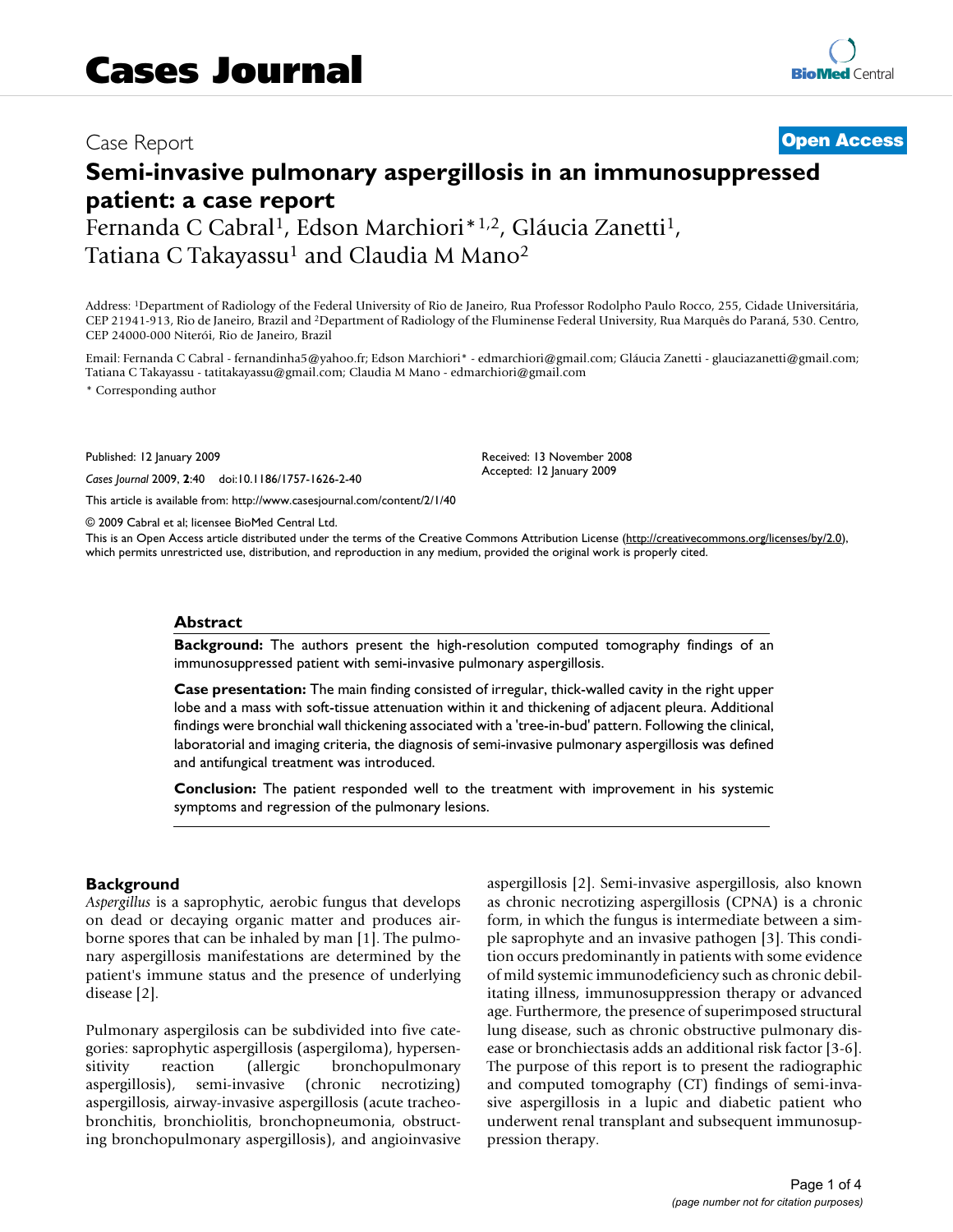Case Report

**Open Access**

# Semi-invasive pulmonary aspergillosis in an immunosuppressed patient: a case report

Fernanda C Cabral[1], Edson Marchiori*[1,2], Gláucia Zanetti[1], Tatiana C Takayassu[1] and Claudia M Mano[2]

Address: [1]Department of Radiology of the Federal University of Rio de Janeiro, Rua Professor Rodolpho Paulo Rocco, 255, Cidade Universitária, CEP 21941-913, Rio de Janeiro, Brazil and [2]Department of Radiology of the Fluminense Federal University, Rua Marquês do Paraná, 530. Centro, CEP 24000-000 Niterói, Rio de Janeiro, Brazil

Email: Fernanda C Cabral - fernandinha5@yahoo.fr; Edson Marchiori* - edmarchiori@gmail.com; Gláucia Zanetti - glauciazanetti@gmail.com; Tatiana C Takayassu - tatitakayassu@gmail.com; Claudia M Mano - edmarchiori@gmail.com

\* Corresponding author

Published: 12 January 2009

*Cases Journal* 2009, **2**:40 doi:10.1186/1757-1626-2-40

Received: 13 November 2008
Accepted: 12 January 2009

This article is available from: http://www.casesjournal.com/content/2/1/40

© 2009 Cabral et al; licensee BioMed Central Ltd.

This is an Open Access article distributed under the terms of the Creative Commons Attribution License (http://creativecommons.org/licenses/by/2.0), which permits unrestricted use, distribution, and reproduction in any medium, provided the original work is properly cited.

## Abstract

**Background:** The authors present the high-resolution computed tomography findings of an immunosuppressed patient with semi-invasive pulmonary aspergillosis.

**Case presentation:** The main finding consisted of irregular, thick-walled cavity in the right upper lobe and a mass with soft-tissue attenuation within it and thickening of adjacent pleura. Additional findings were bronchial wall thickening associated with a 'tree-in-bud' pattern. Following the clinical, laboratorial and imaging criteria, the diagnosis of semi-invasive pulmonary aspergillosis was defined and antifungal treatment was introduced.

**Conclusion:** The patient responded well to the treatment with improvement in his systemic symptoms and regression of the pulmonary lesions.

## Background

*Aspergillus* is a saprophytic, aerobic fungus that develops on dead or decaying organic matter and produces airborne spores that can be inhaled by man [1]. The pulmonary aspergillosis manifestations are determined by the patient's immune status and the presence of underlying disease [2].

Pulmonary aspergilosis can be subdivided into five categories: saprophytic aspergillosis (aspergiloma), hypersensitivity reaction (allergic bronchopulmonary aspergillosis), semi-invasive (chronic necrotizing) aspergillosis, airway-invasive aspergillosis (acute tracheobronchitis, bronchiolitis, bronchopneumonia, obstructing bronchopulmonary aspergillosis), and angioinvasive aspergillosis [2]. Semi-invasive aspergillosis, also known as chronic necrotizing aspergillosis (CPNA) is a chronic form, in which the fungus is intermediate between a simple saprophyte and an invasive pathogen [3]. This condition occurs predominantly in patients with some evidence of mild systemic immunodeficiency such as chronic debilitating illness, immunosuppression therapy or advanced age. Furthermore, the presence of superimposed structural lung disease, such as chronic obstructive pulmonary disease or bronchiectasis adds an additional risk factor [3-6]. The purpose of this report is to present the radiographic and computed tomography (CT) findings of semi-invasive aspergillosis in a lupic and diabetic patient who underwent renal transplant and subsequent immunosuppression therapy.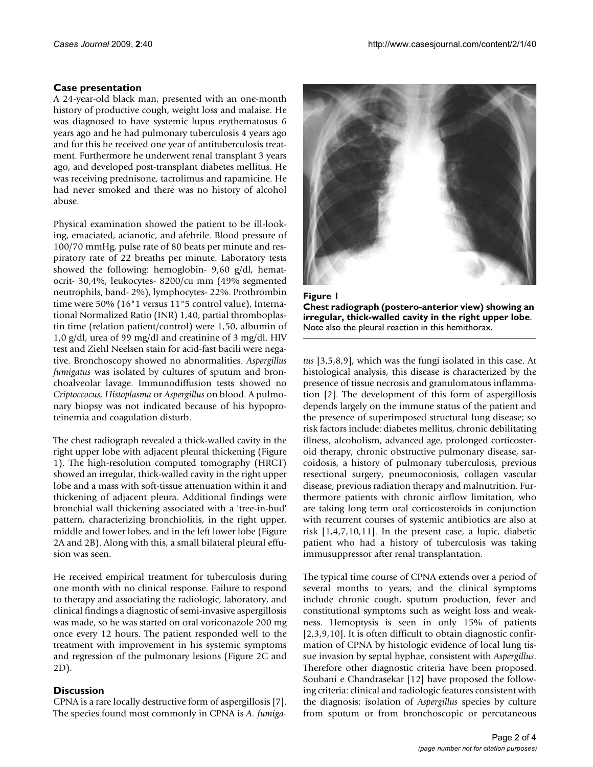## Case presentation

A 24-year-old black man, presented with an one-month history of productive cough, weight loss and malaise. He was diagnosed to have systemic lupus erythematosus 6 years ago and he had pulmonary tuberculosis 4 years ago and for this he received one year of antituberculosis treatment. Furthermore he underwent renal transplant 3 years ago, and developed post-transplant diabetes mellitus. He was receiving prednisone, tacrolimus and rapamicine. He had never smoked and there was no history of alcohol abuse.

Physical examination showed the patient to be ill-looking, emaciated, acianotic, and afebrile. Blood pressure of 100/70 mmHg, pulse rate of 80 beats per minute and respiratory rate of 22 breaths per minute. Laboratory tests showed the following: hemoglobin- 9,60 g/dl, hematocrit- 30,4%, leukocytes- 8200/cu mm (49% segmented neutrophils, band- 2%), lymphocytes- 22%. Prothrombin time were 50% (16"1 versus 11"5 control value), International Normalized Ratio (INR) 1,40, partial thromboplastin time (relation patient/control) were 1,50, albumin of 1,0 g/dl, urea of 99 mg/dl and creatinine of 3 mg/dl. HIV test and Ziehl Neelsen stain for acid-fast bacili were negative. Bronchoscopy showed no abnormalities. *Aspergillus fumigatus* was isolated by cultures of sputum and bronchoalveolar lavage. Immunodiffusion tests showed no *Criptoccocus, Histoplasma* or *Aspergillus* on blood. A pulmonary biopsy was not indicated because of his hypoproteinemia and coagulation disturb.

The chest radiograph revealed a thick-walled cavity in the right upper lobe with adjacent pleural thickening (Figure 1). The high-resolution computed tomography (HRCT) showed an irregular, thick-walled cavity in the right upper lobe and a mass with soft-tissue attenuation within it and thickening of adjacent pleura. Additional findings were bronchial wall thickening associated with a 'tree-in-bud' pattern, characterizing bronchiolitis, in the right upper, middle and lower lobes, and in the left lower lobe (Figure 2A and 2B). Along with this, a small bilateral pleural effusion was seen.

He received empirical treatment for tuberculosis during one month with no clinical response. Failure to respond to therapy and associating the radiologic, laboratory, and clinical findings a diagnostic of semi-invasive aspergillosis was made, so he was started on oral voriconazole 200 mg once every 12 hours. The patient responded well to the treatment with improvement in his systemic symptoms and regression of the pulmonary lesions (Figure 2C and 2D).

**Figure 1**
**Chest radiograph (postero-anterior view) showing an irregular, thick-walled cavity in the right upper lobe.** Note also the pleural reaction in this hemithorax.

## Discussion

CPNA is a rare locally destructive form of aspergillosis [7]. The species found most commonly in CPNA is *A. fumigatus* [3,5,8,9], which was the fungi isolated in this case. At histological analysis, this disease is characterized by the presence of tissue necrosis and granulomatous inflammation [2]. The development of this form of aspergillosis depends largely on the immune status of the patient and the presence of superimposed structural lung disease; so risk factors include: diabetes mellitus, chronic debilitating illness, alcoholism, advanced age, prolonged corticosteroid therapy, chronic obstructive pulmonary disease, sarcoidosis, a history of pulmonary tuberculosis, previous resectional surgery, pneumoconiosis, collagen vascular disease, previous radiation therapy and malnutrition. Furthermore patients with chronic airflow limitation, who are taking long term oral corticosteroids in conjunction with recurrent courses of systemic antibiotics are also at risk [1,4,7,10,11]. In the present case, a lupic, diabetic patient who had a history of tuberculosis was taking immusuppressor after renal transplantation.

The typical time course of CPNA extends over a period of several months to years, and the clinical symptoms include chronic cough, sputum production, fever and constitutional symptoms such as weight loss and weakness. Hemoptysis is seen in only 15% of patients [2,3,9,10]. It is often difficult to obtain diagnostic confirmation of CPNA by histologic evidence of local lung tissue invasion by septal hyphae, consistent with *Aspergillus*. Therefore other diagnostic criteria have been proposed. Soubani e Chandrasekar [12] have proposed the following criteria: clinical and radiologic features consistent with the diagnosis; isolation of *Aspergillus* species by culture from sputum or from bronchoscopic or percutaneous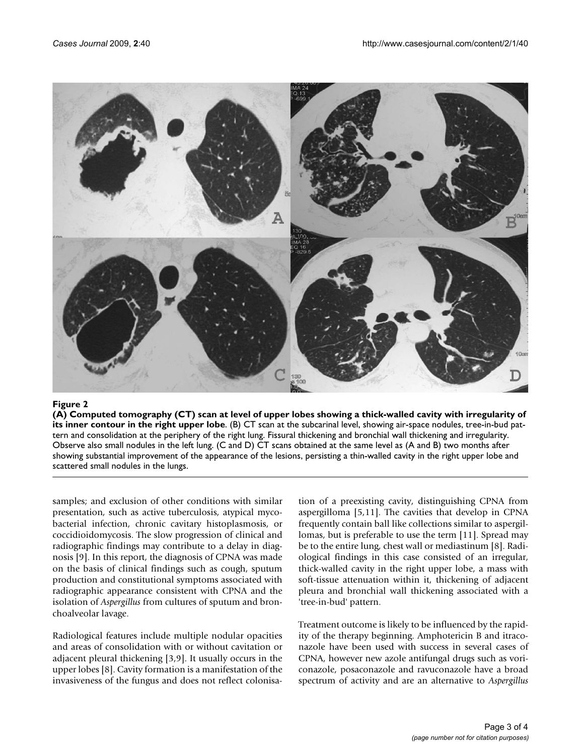**Figure 2**

**(A) Computed tomography (CT) scan at level of upper lobes showing a thick-walled cavity with irregularity of its inner contour in the right upper lobe**. (B) CT scan at the subcarinal level, showing air-space nodules, tree-in-bud pattern and consolidation at the periphery of the right lung. Fissural thickening and bronchial wall thickening and irregularity. Observe also small nodules in the left lung. (C and D) CT scans obtained at the same level as (A and B) two months after showing substantial improvement of the appearance of the lesions, persisting a thin-walled cavity in the right upper lobe and scattered small nodules in the lungs.

samples; and exclusion of other conditions with similar presentation, such as active tuberculosis, atypical mycobacterial infection, chronic cavitary histoplasmosis, or coccidioidomycosis. The slow progression of clinical and radiographic findings may contribute to a delay in diagnosis [9]. In this report, the diagnosis of CPNA was made on the basis of clinical findings such as cough, sputum production and constitutional symptoms associated with radiographic appearance consistent with CPNA and the isolation of *Aspergillus* from cultures of sputum and bronchoalveolar lavage.

Radiological features include multiple nodular opacities and areas of consolidation with or without cavitation or adjacent pleural thickening [3,9]. It usually occurs in the upper lobes [8]. Cavity formation is a manifestation of the invasiveness of the fungus and does not reflect colonisation of a preexisting cavity, distinguishing CPNA from aspergilloma [5,11]. The cavities that develop in CPNA frequently contain ball like collections similar to aspergillomas, but is preferable to use the term [11]. Spread may be to the entire lung, chest wall or mediastinum [8]. Radiological findings in this case consisted of an irregular, thick-walled cavity in the right upper lobe, a mass with soft-tissue attenuation within it, thickening of adjacent pleura and bronchial wall thickening associated with a 'tree-in-bud' pattern.

Treatment outcome is likely to be influenced by the rapidity of the therapy beginning. Amphotericin B and itraconazole have been used with success in several cases of CPNA, however new azole antifungal drugs such as voriconazole, posaconazole and ravuconazole have a broad spectrum of activity and are an alternative to *Aspergillus*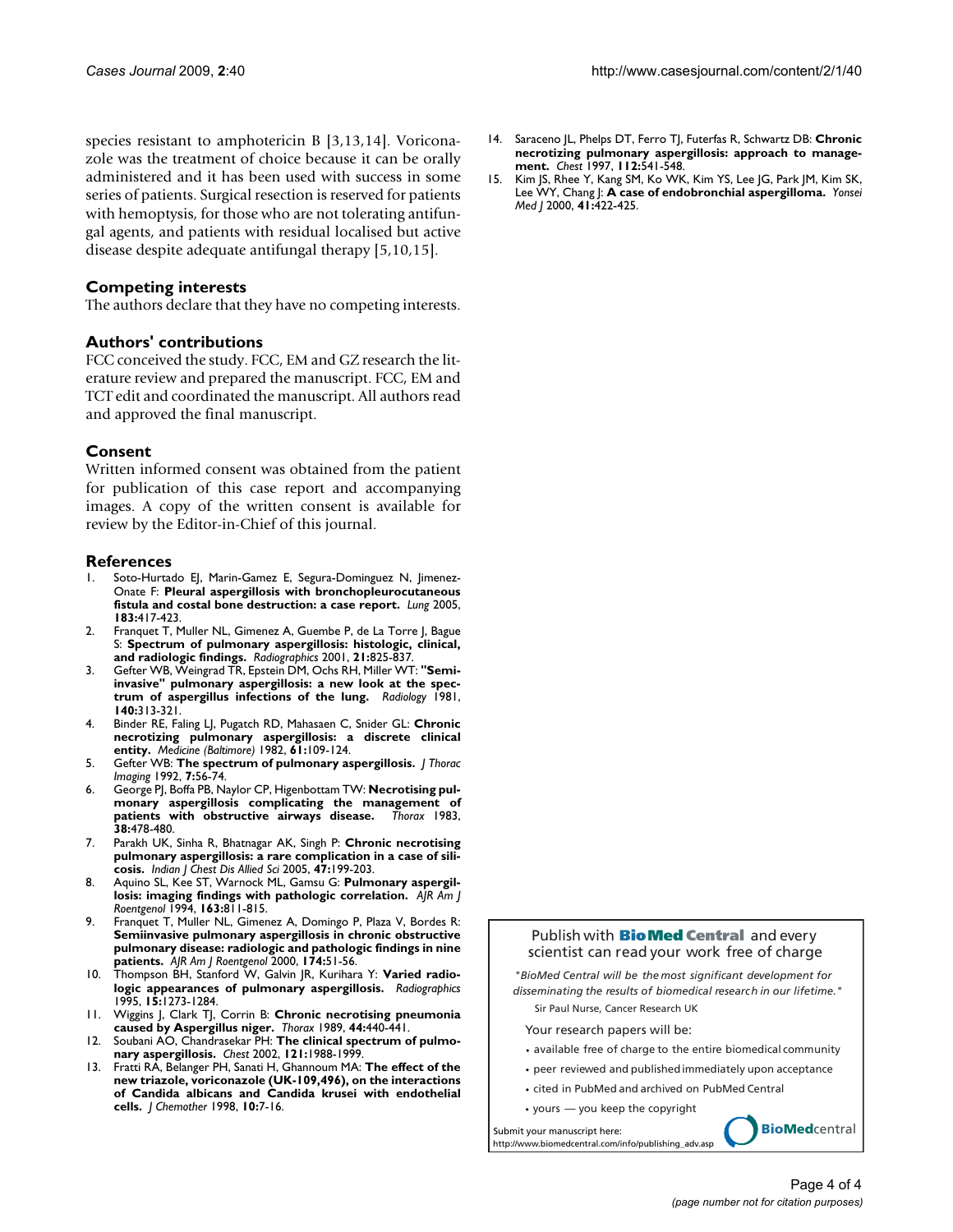species resistant to amphotericin B [3,13,14]. Voriconazole was the treatment of choice because it can be orally administered and it has been used with success in some series of patients. Surgical resection is reserved for patients with hemoptysis, for those who are not tolerating antifungal agents, and patients with residual localised but active disease despite adequate antifungal therapy [5,10,15].

## Competing interests

The authors declare that they have no competing interests.

## Authors' contributions

FCC conceived the study. FCC, EM and GZ research the literature review and prepared the manuscript. FCC, EM and TCT edit and coordinated the manuscript. All authors read and approved the final manuscript.

## Consent

Written informed consent was obtained from the patient for publication of this case report and accompanying images. A copy of the written consent is available for review by the Editor-in-Chief of this journal.

## References

1. Soto-Hurtado EJ, Marin-Gamez E, Segura-Dominguez N, Jimenez-Onate F: **Pleural aspergillosis with bronchopleurocutaneous fistula and costal bone destruction: a case report.** *Lung* 2005, **183:**417-423.
2. Franquet T, Muller NL, Gimenez A, Guembe P, de La Torre J, Bague S: **Spectrum of pulmonary aspergillosis: histologic, clinical, and radiologic findings.** *Radiographics* 2001, **21:**825-837.
3. Gefter WB, Weingrad TR, Epstein DM, Ochs RH, Miller WT: **"Semi-invasive" pulmonary aspergillosis: a new look at the spectrum of aspergillus infections of the lung.** *Radiology* 1981, **140:**313-321.
4. Binder RE, Faling LJ, Pugatch RD, Mahasaen C, Snider GL: **Chronic necrotizing pulmonary aspergillosis: a discrete clinical entity.** *Medicine (Baltimore)* 1982, **61:**109-124.
5. Gefter WB: **The spectrum of pulmonary aspergillosis.** *J Thorac Imaging* 1992, **7:**56-74.
6. George PJ, Boffa PB, Naylor CP, Higenbottam TW: **Necrotising pulmonary aspergillosis complicating the management of patients with obstructive airways disease.** *Thorax* 1983, **38:**478-480.
7. Parakh UK, Sinha R, Bhatnagar AK, Singh P: **Chronic necrotising pulmonary aspergillosis: a rare complication in a case of silicosis.** *Indian J Chest Dis Allied Sci* 2005, **47:**199-203.
8. Aquino SL, Kee ST, Warnock ML, Gamsu G: **Pulmonary aspergillosis: imaging findings with pathologic correlation.** *AJR Am J Roentgenol* 1994, **163:**811-815.
9. Franquet T, Muller NL, Gimenez A, Domingo P, Plaza V, Bordes R: **Semiinvasive pulmonary aspergillosis in chronic obstructive pulmonary disease: radiologic and pathologic findings in nine patients.** *AJR Am J Roentgenol* 2000, **174:**51-56.
10. Thompson BH, Stanford W, Galvin JR, Kurihara Y: **Varied radiologic appearances of pulmonary aspergillosis.** *Radiographics* 1995, **15:**1273-1284.
11. Wiggins J, Clark TJ, Corrin B: **Chronic necrotising pneumonia caused by Aspergillus niger.** *Thorax* 1989, **44:**440-441.
12. Soubani AO, Chandrasekar PH: **The clinical spectrum of pulmonary aspergillosis.** *Chest* 2002, **121:**1988-1999.
13. Fratti RA, Belanger PH, Sanati H, Ghannoum MA: **The effect of the new triazole, voriconazole (UK-109,496), on the interactions of Candida albicans and Candida krusei with endothelial cells.** *J Chemother* 1998, **10:**7-16.
14. Saraceno JL, Phelps DT, Ferro TJ, Futerfas R, Schwartz DB: **Chronic necrotizing pulmonary aspergillosis: approach to management.** *Chest* 1997, **112:**541-548.
15. Kim JS, Rhee Y, Kang SM, Ko WK, Kim YS, Lee JG, Park JM, Kim SK, Lee WY, Chang J: **A case of endobronchial aspergilloma.** *Yonsei Med J* 2000, **41:**422-425.